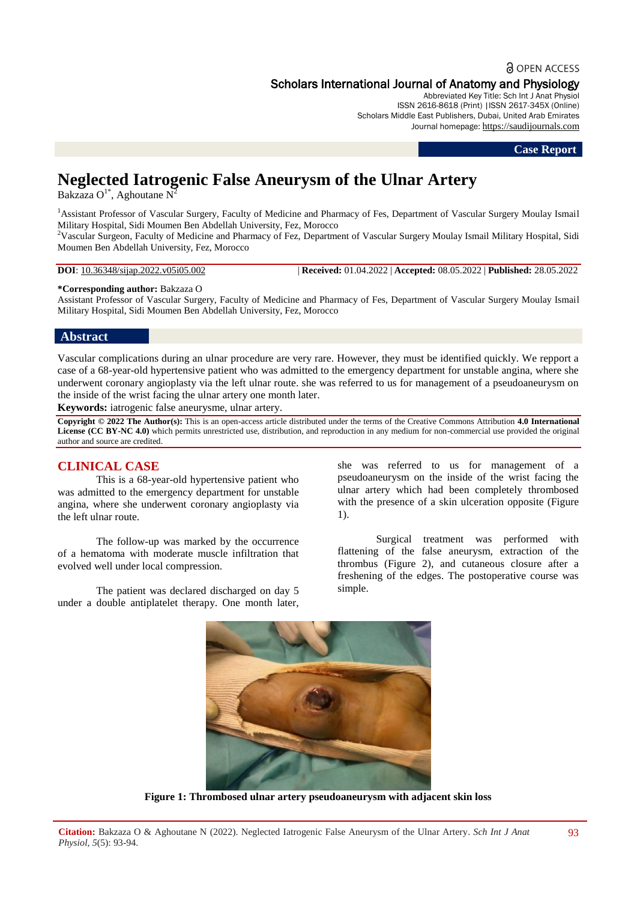OPEN ACCESS

Scholars International Journal of Anatomy and Physiology

Abbreviated Key Title: Sch Int J Anat Physiol
ISSN 2616-8618 (Print) |ISSN 2617-345X (Online)
Scholars Middle East Publishers, Dubai, United Arab Emirates
Journal homepage: https://saudijournals.com

**Case Report**

# Neglected Iatrogenic False Aneurysm of the Ulnar Artery

Bakzaza O[1*], Aghoutane N[2]

[1]Assistant Professor of Vascular Surgery, Faculty of Medicine and Pharmacy of Fes, Department of Vascular Surgery Moulay Ismail Military Hospital, Sidi Moumen Ben Abdellah University, Fez, Morocco
[2]Vascular Surgeon, Faculty of Medicine and Pharmacy of Fez, Department of Vascular Surgery Moulay Ismail Military Hospital, Sidi Moumen Ben Abdellah University, Fez, Morocco

**DOI**: 10.36348/sijap.2022.v05i05.002 | **Received:** 01.04.2022 | **Accepted:** 08.05.2022 | **Published:** 28.05.2022

**\*Corresponding author:** Bakzaza O
Assistant Professor of Vascular Surgery, Faculty of Medicine and Pharmacy of Fes, Department of Vascular Surgery Moulay Ismail Military Hospital, Sidi Moumen Ben Abdellah University, Fez, Morocco

## Abstract

Vascular complications during an ulnar procedure are very rare. However, they must be identified quickly. We repport a case of a 68-year-old hypertensive patient who was admitted to the emergency department for unstable angina, where she underwent coronary angioplasty via the left ulnar route. she was referred to us for management of a pseudoaneurysm on the inside of the wrist facing the ulnar artery one month later.

**Keywords:** iatrogenic false aneurysme, ulnar artery.

**Copyright © 2022 The Author(s):** This is an open-access article distributed under the terms of the Creative Commons Attribution **4.0 International License (CC BY-NC 4.0)** which permits unrestricted use, distribution, and reproduction in any medium for non-commercial use provided the original author and source are credited.

## CLINICAL CASE

This is a 68-year-old hypertensive patient who was admitted to the emergency department for unstable angina, where she underwent coronary angioplasty via the left ulnar route.

The follow-up was marked by the occurrence of a hematoma with moderate muscle infiltration that evolved well under local compression.

The patient was declared discharged on day 5 under a double antiplatelet therapy. One month later, she was referred to us for management of a pseudoaneurysm on the inside of the wrist facing the ulnar artery which had been completely thrombosed with the presence of a skin ulceration opposite (Figure 1).

Surgical treatment was performed with flattening of the false aneurysm, extraction of the thrombus (Figure 2), and cutaneous closure after a freshening of the edges. The postoperative course was simple.

**Figure 1: Thrombosed ulnar artery pseudoaneurysm with adjacent skin loss**

**Citation:** Bakzaza O & Aghoutane N (2022). Neglected Iatrogenic False Aneurysm of the Ulnar Artery. *Sch Int J Anat Physiol, 5*(5): 93-94.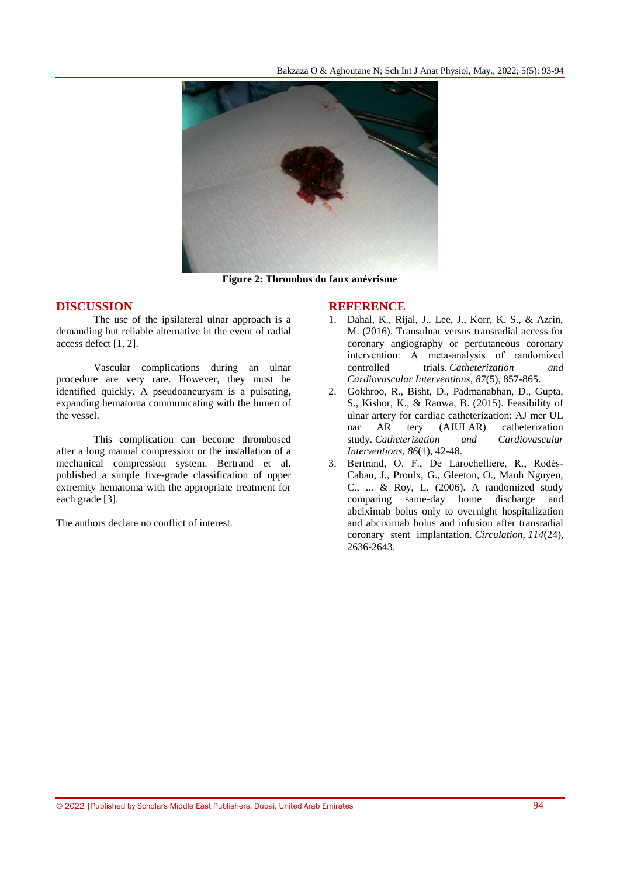Figure 2: Thrombus du faux anévrisme

## DISCUSSION

The use of the ipsilateral ulnar approach is a demanding but reliable alternative in the event of radial access defect [1, 2].

Vascular complications during an ulnar procedure are very rare. However, they must be identified quickly. A pseudoaneurysm is a pulsating, expanding hematoma communicating with the lumen of the vessel.

This complication can become thrombosed after a long manual compression or the installation of a mechanical compression system. Bertrand et al. published a simple five-grade classification of upper extremity hematoma with the appropriate treatment for each grade [3].

The authors declare no conflict of interest.

## REFERENCE

1. Dahal, K., Rijal, J., Lee, J., Korr, K. S., & Azrin, M. (2016). Transulnar versus transradial access for coronary angiography or percutaneous coronary intervention: A meta-analysis of randomized controlled trials. *Catheterization and Cardiovascular Interventions*, *87*(5), 857-865.
2. Gokhroo, R., Bisht, D., Padmanabhan, D., Gupta, S., Kishor, K., & Ranwa, B. (2015). Feasibility of ulnar artery for cardiac catheterization: AJ mer UL nar AR tery (AJULAR) catheterization study. *Catheterization and Cardiovascular Interventions*, *86*(1), 42-48.
3. Bertrand, O. F., De Larochellière, R., Rodés-Cabau, J., Proulx, G., Gleeton, O., Manh Nguyen, C., ... & Roy, L. (2006). A randomized study comparing same-day home discharge and abciximab bolus only to overnight hospitalization and abciximab bolus and infusion after transradial coronary stent implantation. *Circulation*, *114*(24), 2636-2643.